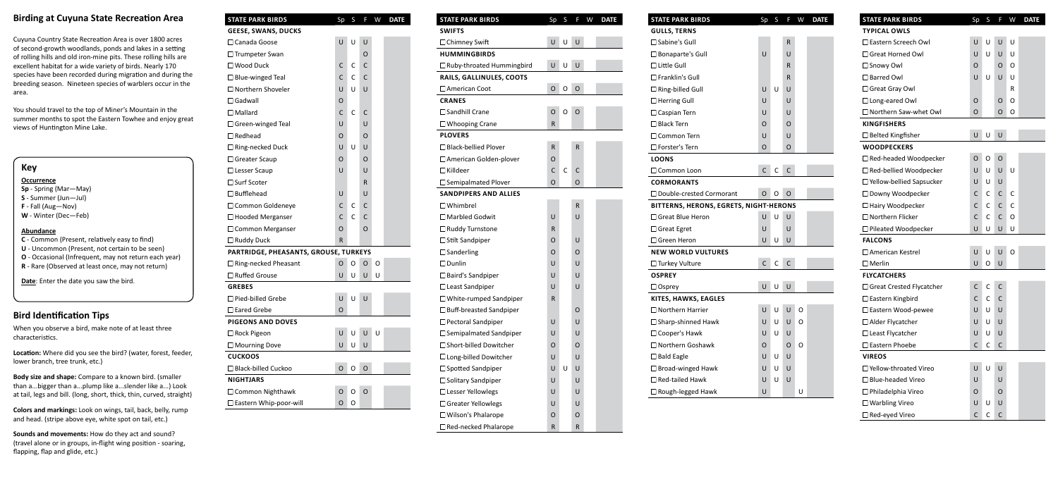## Birding at Cuyuna State Recreation Area

Cuyuna Country State Recreation Area is over 1800 acres of second-growth woodlands, ponds and lakes in a setting of rolling hills and old iron-mine pits. These rolling hills are excellent habitat for a wide variety of birds. Nearly 170 species have been recorded during migration and during the breeding season. Nineteen species of warblers occur in the area.

You should travel to the top of Miner's Mountain in the summer months to spot the Eastern Towhee and enjoy great views of Huntington Mine Lake.

### Key

**Occurrence**

- **Sp** - Spring (Mar—May)
- **S** - Summer (Jun—Jul)
- **F** - Fall (Aug—Nov)
- **W** - Winter (Dec—Feb)

**Abundance**

- **C** - Common (Present, relatively easy to find)
- **U** - Uncommon (Present, not certain to be seen)
- **O** - Occasional (Infrequent, may not return each year)
- **R** - Rare (Observed at least once, may not return)

**Date**: Enter the date you saw the bird.

## Bird Identification Tips

When you observe a bird, make note of at least three characteristics.

**Location:** Where did you see the bird? (water, forest, feeder, lower branch, tree trunk, etc.)

**Body size and shape:** Compare to a known bird. (smaller than a...bigger than a...plump like a...slender like a...) Look at tail, legs and bill. (long, short, thick, thin, curved, straight)

**Colors and markings:** Look on wings, tail, back, belly, rump and head. (stripe above eye, white spot on tail, etc.)

**Sounds and movements:** How do they act and sound? (travel alone or in groups, in-flight wing position - soaring, flapping, flap and glide, etc.)

| STATE PARK BIRDS | Sp | S | F | W | DATE |
|---|---|---|---|---|---|
| **GEESE, SWANS, DUCKS** | | | | | |
| ☐ Canada Goose | U | U | U | | |
| ☐ Trumpeter Swan | | | O | | |
| ☐ Wood Duck | C | C | C | | |
| ☐ Blue-winged Teal | C | C | C | | |
| ☐ Northern Shoveler | U | U | U | | |
| ☐ Gadwall | O | | | | |
| ☐ Mallard | C | C | C | | |
| ☐ Green-winged Teal | U | | U | | |
| ☐ Redhead | O | | O | | |
| ☐ Ring-necked Duck | U | U | U | | |
| ☐ Greater Scaup | O | | O | | |
| ☐ Lesser Scaup | U | | U | | |
| ☐ Surf Scoter | | | R | | |
| ☐ Bufflehead | U | | U | | |
| ☐ Common Goldeneye | C | C | C | | |
| ☐ Hooded Merganser | C | C | C | | |
| ☐ Common Merganser | O | | O | | |
| ☐ Ruddy Duck | R | | | | |
| **PARTRIDGE, PHEASANTS, GROUSE, TURKEYS** | | | | | |
| ☐ Ring-necked Pheasant | O | O | O | O | |
| ☐ Ruffed Grouse | U | U | U | U | |
| **GREBES** | | | | | |
| ☐ Pied-billed Grebe | U | U | U | | |
| ☐ Eared Grebe | O | | | | |
| **PIGEONS AND DOVES** | | | | | |
| ☐ Rock Pigeon | U | U | U | U | |
| ☐ Mourning Dove | U | U | U | | |
| **CUCKOOS** | | | | | |
| ☐ Black-billed Cuckoo | O | O | O | | |
| **NIGHTJARS** | | | | | |
| ☐ Common Nighthawk | O | O | O | | |
| ☐ Eastern Whip-poor-will | O | O | | | |

| STATE PARK BIRDS | Sp | S | F | W | DATE |
|---|---|---|---|---|---|
| **SWIFTS** | | | | | |
| ☐ Chimney Swift | U | U | U | | |
| **HUMMINGBIRDS** | | | | | |
| ☐ Ruby-throated Hummingbird | U | U | U | | |
| **RAILS, GALLINULES, COOTS** | | | | | |
| ☐ American Coot | O | O | O | | |
| **CRANES** | | | | | |
| ☐ Sandhill Crane | O | O | O | | |
| ☐ Whooping Crane | R | | | | |
| **PLOVERS** | | | | | |
| ☐ Black-bellied Plover | R | | R | | |
| ☐ American Golden-plover | O | | | | |
| ☐ Killdeer | C | C | C | | |
| ☐ Semipalmated Plover | O | | O | | |
| **SANDPIPERS AND ALLIES** | | | | | |
| ☐ Whimbrel | | | R | | |
| ☐ Marbled Godwit | U | | U | | |
| ☐ Ruddy Turnstone | R | | | | |
| ☐ Stilt Sandpiper | O | | U | | |
| ☐ Sanderling | O | | O | | |
| ☐ Dunlin | U | | U | | |
| ☐ Baird's Sandpiper | U | | U | | |
| ☐ Least Sandpiper | U | | U | | |
| ☐ White-rumped Sandpiper | R | | | | |
| ☐ Buff-breasted Sandpiper | | | O | | |
| ☐ Pectoral Sandpiper | U | | U | | |
| ☐ Semipalmated Sandpiper | U | | U | | |
| ☐ Short-billed Dowitcher | O | | O | | |
| ☐ Long-billed Dowitcher | U | | U | | |
| ☐ Spotted Sandpiper | U | U | U | | |
| ☐ Solitary Sandpiper | U | | U | | |
| ☐ Lesser Yellowlegs | U | | U | | |
| ☐ Greater Yellowlegs | U | | U | | |
| ☐ Wilson's Phalarope | O | | O | | |
| ☐ Red-necked Phalarope | R | | R | | |

| STATE PARK BIRDS | Sp | S | F | W | DATE |
|---|---|---|---|---|---|
| **GULLS, TERNS** | | | | | |
| ☐ Sabine's Gull | | | R | | |
| ☐ Bonaparte's Gull | U | | U | | |
| ☐ Little Gull | | | R | | |
| ☐ Franklin's Gull | | | R | | |
| ☐ Ring-billed Gull | U | U | U | | |
| ☐ Herring Gull | U | | U | | |
| ☐ Caspian Tern | U | | U | | |
| ☐ Black Tern | O | | O | | |
| ☐ Common Tern | U | | U | | |
| ☐ Forster's Tern | O | | O | | |
| **LOONS** | | | | | |
| ☐ Common Loon | C | C | C | | |
| **CORMORANTS** | | | | | |
| ☐ Double-crested Cormorant | O | O | O | | |
| **BITTERNS, HERONS, EGRETS, NIGHT-HERONS** | | | | | |
| ☐ Great Blue Heron | U | U | U | | |
| ☐ Great Egret | U | | U | | |
| ☐ Green Heron | U | U | U | | |
| **NEW WORLD VULTURES** | | | | | |
| ☐ Turkey Vulture | C | C | C | | |
| **OSPREY** | | | | | |
| ☐ Osprey | U | U | U | | |
| **KITES, HAWKS, EAGLES** | | | | | |
| ☐ Northern Harrier | U | U | U | O | |
| ☐ Sharp-shinned Hawk | U | U | U | O | |
| ☐ Cooper's Hawk | U | U | U | | |
| ☐ Northern Goshawk | O | | O | O | |
| ☐ Bald Eagle | U | U | U | | |
| ☐ Broad-winged Hawk | U | U | U | | |
| ☐ Red-tailed Hawk | U | U | U | | |
| ☐ Rough-legged Hawk | U | | | U | |

| STATE PARK BIRDS | Sp | S | F | W | DATE |
|---|---|---|---|---|---|
| **TYPICAL OWLS** | | | | | |
| ☐ Eastern Screech Owl | U | U | U | U | |
| ☐ Great Horned Owl | U | U | U | U | |
| ☐ Snowy Owl | O | | O | O | |
| ☐ Barred Owl | U | U | U | U | |
| ☐ Great Gray Owl | | | | R | |
| ☐ Long-eared Owl | O | | O | O | |
| ☐ Northern Saw-whet Owl | O | | O | O | |
| **KINGFISHERS** | | | | | |
| ☐ Belted Kingfisher | U | U | U | | |
| **WOODPECKERS** | | | | | |
| ☐ Red-headed Woodpecker | O | O | O | | |
| ☐ Red-bellied Woodpecker | U | U | U | U | |
| ☐ Yellow-bellied Sapsucker | U | U | U | | |
| ☐ Downy Woodpecker | C | C | C | C | |
| ☐ Hairy Woodpecker | C | C | C | C | |
| ☐ Northern Flicker | C | C | C | O | |
| ☐ Pileated Woodpecker | U | U | U | U | |
| **FALCONS** | | | | | |
| ☐ American Kestrel | U | U | U | O | |
| ☐ Merlin | U | O | U | | |
| **FLYCATCHERS** | | | | | |
| ☐ Great Crested Flycatcher | C | C | C | | |
| ☐ Eastern Kingbird | C | C | C | | |
| ☐ Eastern Wood-pewee | U | U | U | | |
| ☐ Alder Flycatcher | U | U | U | | |
| ☐ Least Flycatcher | U | U | U | | |
| ☐ Eastern Phoebe | C | C | C | | |
| **VIREOS** | | | | | |
| ☐ Yellow-throated Vireo | U | U | U | | |
| ☐ Blue-headed Vireo | U | | U | | |
| ☐ Philadelphia Vireo | O | | O | | |
| ☐ Warbling Vireo | U | U | U | | |
| ☐ Red-eyed Vireo | C | C | C | | |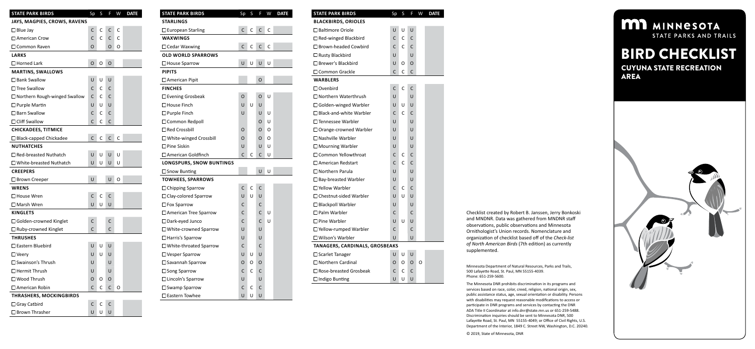| STATE PARK BIRDS | Sp | S | F | W | DATE |
|---|---|---|---|---|---|
| **JAYS, MAGPIES, CROWS, RAVENS** | | | | | |
| ☐ Blue Jay | C | C | C | C | |
| ☐ American Crow | C | C | C | C | |
| ☐ Common Raven | O | | O | O | |
| **LARKS** | | | | | |
| ☐ Horned Lark | O | O | O | | |
| **MARTINS, SWALLOWS** | | | | | |
| ☐ Bank Swallow | U | U | U | | |
| ☐ Tree Swallow | C | C | C | | |
| ☐ Northern Rough-winged Swallow | C | C | C | | |
| ☐ Purple Martin | U | U | U | | |
| ☐ Barn Swallow | C | C | C | | |
| ☐ Cliff Swallow | C | C | C | | |
| **CHICKADEES, TITMICE** | | | | | |
| ☐ Black-capped Chickadee | C | C | C | C | |
| **NUTHATCHES** | | | | | |
| ☐ Red-breasted Nuthatch | U | U | U | U | |
| ☐ White-breasted Nuthatch | U | U | U | U | |
| **CREEPERS** | | | | | |
| ☐ Brown Creeper | U | | U | O | |
| **WRENS** | | | | | |
| ☐ House Wren | C | C | C | | |
| ☐ Marsh Wren | U | U | U | | |
| **KINGLETS** | | | | | |
| ☐ Golden-crowned Kinglet | C | | C | | |
| ☐ Ruby-crowned Kinglet | C | | C | | |
| **THRUSHES** | | | | | |
| ☐ Eastern Bluebird | U | U | U | | |
| ☐ Veery | U | U | U | | |
| ☐ Swainson's Thrush | U | | U | | |
| ☐ Hermit Thrush | U | | U | | |
| ☐ Wood Thrush | O | O | O | | |
| ☐ American Robin | C | C | C | O | |
| **THRASHERS, MOCKINGBIRDS** | | | | | |
| ☐ Gray Catbird | C | C | C | | |
| ☐ Brown Thrasher | U | U | U | | |

| STATE PARK BIRDS | Sp | S | F | W | DATE |
|---|---|---|---|---|---|
| **STARLINGS** | | | | | |
| ☐ European Starling | C | C | C | C | |
| **WAXWINGS** | | | | | |
| ☐ Cedar Waxwing | C | C | C | C | |
| **OLD WORLD SPARROWS** | | | | | |
| ☐ House Sparrow | U | U | U | U | |
| **PIPITS** | | | | | |
| ☐ American Pipit | | | O | | |
| **FINCHES** | | | | | |
| ☐ Evening Grosbeak | O | | O | U | |
| ☐ House Finch | U | U | U | | |
| ☐ Purple Finch | U | | U | U | |
| ☐ Common Redpoll | | | O | U | |
| ☐ Red Crossbill | O | | O | O | |
| ☐ White-winged Crossbill | O | | O | O | |
| ☐ Pine Siskin | U | | U | U | |
| ☐ American Goldfinch | C | C | C | U | |
| **LONGSPURS, SNOW BUNTINGS** | | | | | |
| ☐ Snow Bunting | | | U | U | |
| **TOWHEES, SPARROWS** | | | | | |
| ☐ Chipping Sparrow | C | C | C | | |
| ☐ Clay-colored Sparrow | U | U | U | | |
| ☐ Fox Sparrow | C | | C | | |
| ☐ American Tree Sparrow | C | | C | U | |
| ☐ Dark-eyed Junco | C | | C | U | |
| ☐ White-crowned Sparrow | U | | U | | |
| ☐ Harris's Sparrow | U | | U | | |
| ☐ White-throated Sparrow | C | | C | | |
| ☐ Vesper Sparrow | U | U | U | | |
| ☐ Savannah Sparrow | O | O | O | | |
| ☐ Song Sparrow | C | C | C | | |
| ☐ Lincoln's Sparrow | U | | U | | |
| ☐ Swamp Sparrow | C | C | C | | |
| ☐ Eastern Towhee | U | U | U | | |

| STATE PARK BIRDS | Sp | S | F | W | DATE |
|---|---|---|---|---|---|
| **BLACKBIRDS, ORIOLES** | | | | | |
| ☐ Baltimore Oriole | U | U | U | | |
| ☐ Red-winged Blackbird | C | C | C | | |
| ☐ Brown-headed Cowbird | C | C | C | | |
| ☐ Rusty Blackbird | U | | U | | |
| ☐ Brewer's Blackbird | U | O | O | | |
| ☐ Common Grackle | C | C | C | | |
| **WARBLERS** | | | | | |
| ☐ Ovenbird | C | C | C | | |
| ☐ Northern Waterthrush | U | | U | | |
| ☐ Golden-winged Warbler | U | U | U | | |
| ☐ Black-and-white Warbler | C | C | C | | |
| ☐ Tennessee Warbler | U | | U | | |
| ☐ Orange-crowned Warbler | U | | U | | |
| ☐ Nashville Warbler | U | | U | | |
| ☐ Mourning Warbler | U | | U | | |
| ☐ Common Yellowthroat | C | C | C | | |
| ☐ American Redstart | C | C | C | | |
| ☐ Northern Parula | U | | U | | |
| ☐ Bay-breasted Warbler | U | | U | | |
| ☐ Yellow Warbler | C | C | C | | |
| ☐ Chestnut-sided Warbler | U | U | U | | |
| ☐ Blackpoll Warbler | U | | U | | |
| ☐ Palm Warbler | C | | C | | |
| ☐ Pine Warbler | U | U | U | | |
| ☐ Yellow-rumped Warbler | C | | C | | |
| ☐ Wilson's Warbler | U | | U | | |
| **TANAGERS, CARDINALS, GROSBEAKS** | | | | | |
| ☐ Scarlet Tanager | U | U | U | | |
| ☐ Northern Cardinal | O | O | O | O | |
| ☐ Rose-breasted Grosbeak | C | C | C | | |
| ☐ Indigo Bunting | U | U | U | | |

Checklist created by Robert B. Janssen, Jerry Bonkoski and MNDNR. Data was gathered from MNDNR staff observations, public observations and Minnesota Ornithologist's Union records. Nomenclature and organization of checklist based off of the *Check-list of North American Birds* (7th edition) as currently supplemented.

Minnesota Department of Natural Resources, Parks and Trails, 500 Lafayette Road, St. Paul, MN 55155-4039.
Phone: 651-259-5600.

The Minnesota DNR prohibits discrimination in its programs and services based on race, color, creed, religion, national origin, sex, public assistance status, age, sexual orientation or disability. Persons with disabilities may request reasonable modifications to access or participate in DNR programs and services by contacting the DNR ADA Title II Coordinator at info.dnr@state.mn.us or 651-259-5488. Discrimination inquiries should be sent to Minnesota DNR, 500 Lafayette Road, St. Paul, MN 55155-4049; or Office of Civil Rights, U.S. Department of the Interior, 1849 C. Street NW, Washington, D.C. 20240.

© 2019, State of Minnesota, DNR

MINNESOTA STATE PARKS AND TRAILS

# BIRD CHECKLIST

## CUYUNA STATE RECREATION AREA